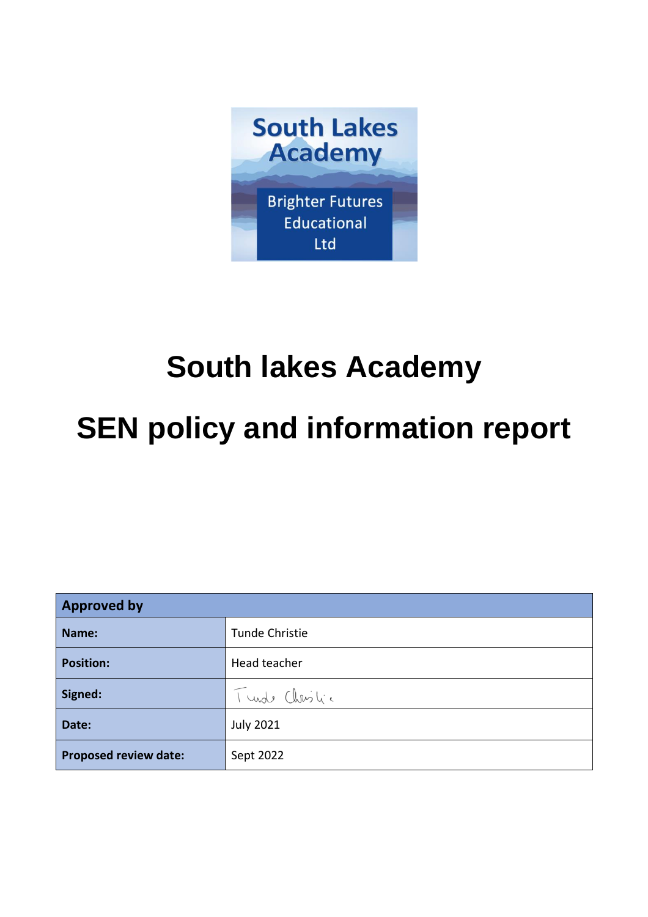South Lakes Academy

Brighter Futures Educational Ltd

# South lakes Academy

# SEN policy and information report

| Approved by | |
|---|---|
| **Name:** | Tunde Christie |
| **Position:** | Head teacher |
| **Signed:** | Tunde Christie |
| **Date:** | July 2021 |
| **Proposed review date:** | Sept 2022 |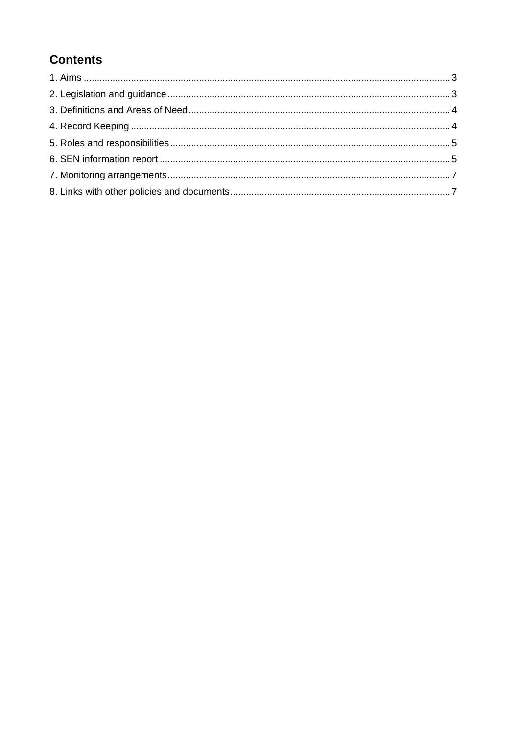## Contents

1. Aims .......... 3
2. Legislation and guidance .......... 3
3. Definitions and Areas of Need .......... 4
4. Record Keeping .......... 4
5. Roles and responsibilities .......... 5
6. SEN information report .......... 5
7. Monitoring arrangements .......... 7
8. Links with other policies and documents .......... 7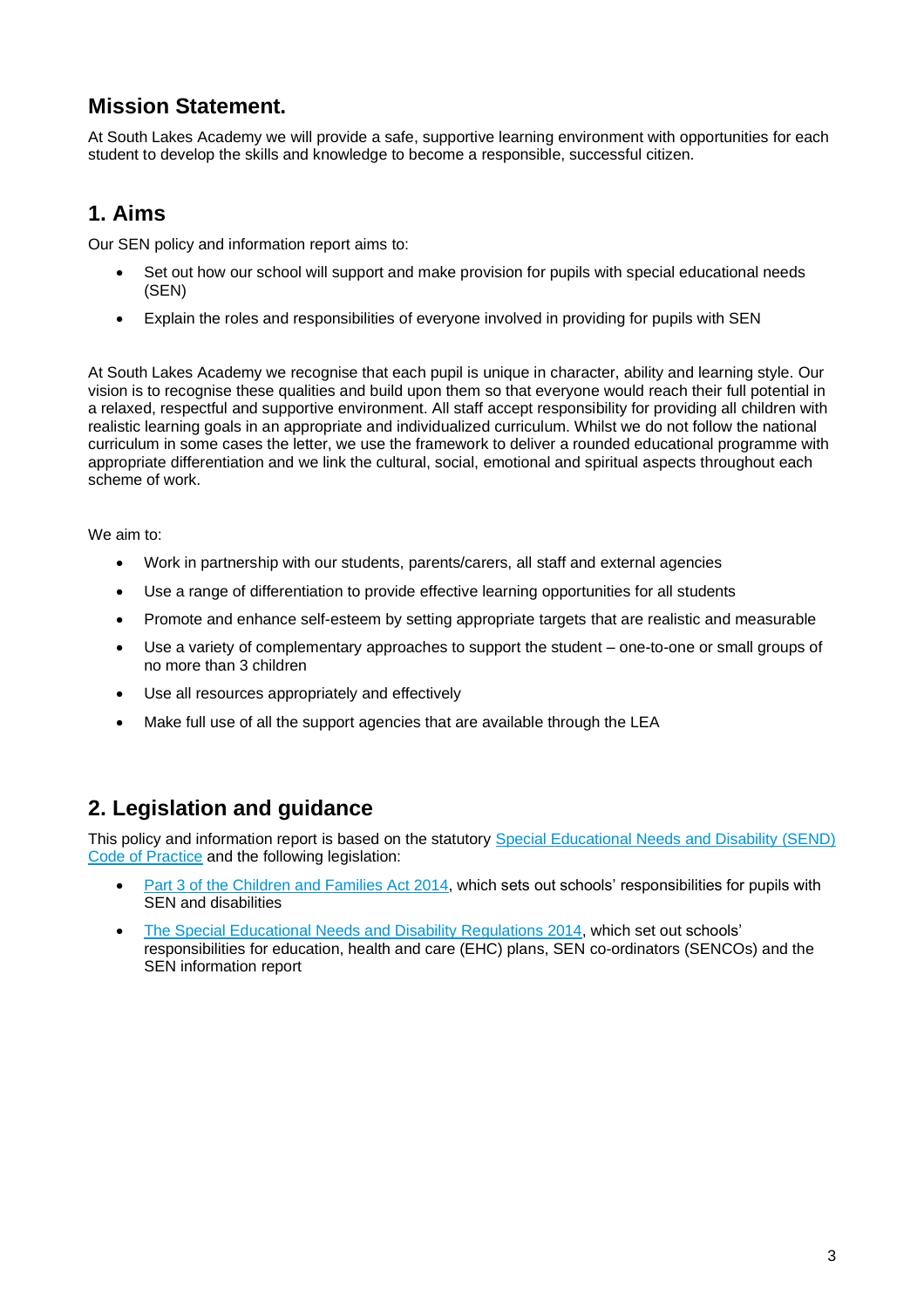## Mission Statement.

At South Lakes Academy we will provide a safe, supportive learning environment with opportunities for each student to develop the skills and knowledge to become a responsible, successful citizen.

## 1. Aims

Our SEN policy and information report aims to:

- Set out how our school will support and make provision for pupils with special educational needs (SEN)
- Explain the roles and responsibilities of everyone involved in providing for pupils with SEN

At South Lakes Academy we recognise that each pupil is unique in character, ability and learning style. Our vision is to recognise these qualities and build upon them so that everyone would reach their full potential in a relaxed, respectful and supportive environment. All staff accept responsibility for providing all children with realistic learning goals in an appropriate and individualized curriculum. Whilst we do not follow the national curriculum in some cases the letter, we use the framework to deliver a rounded educational programme with appropriate differentiation and we link the cultural, social, emotional and spiritual aspects throughout each scheme of work.

We aim to:

- Work in partnership with our students, parents/carers, all staff and external agencies
- Use a range of differentiation to provide effective learning opportunities for all students
- Promote and enhance self-esteem by setting appropriate targets that are realistic and measurable
- Use a variety of complementary approaches to support the student – one-to-one or small groups of no more than 3 children
- Use all resources appropriately and effectively
- Make full use of all the support agencies that are available through the LEA

## 2. Legislation and guidance

This policy and information report is based on the statutory Special Educational Needs and Disability (SEND) Code of Practice and the following legislation:

- Part 3 of the Children and Families Act 2014, which sets out schools' responsibilities for pupils with SEN and disabilities
- The Special Educational Needs and Disability Regulations 2014, which set out schools' responsibilities for education, health and care (EHC) plans, SEN co-ordinators (SENCOs) and the SEN information report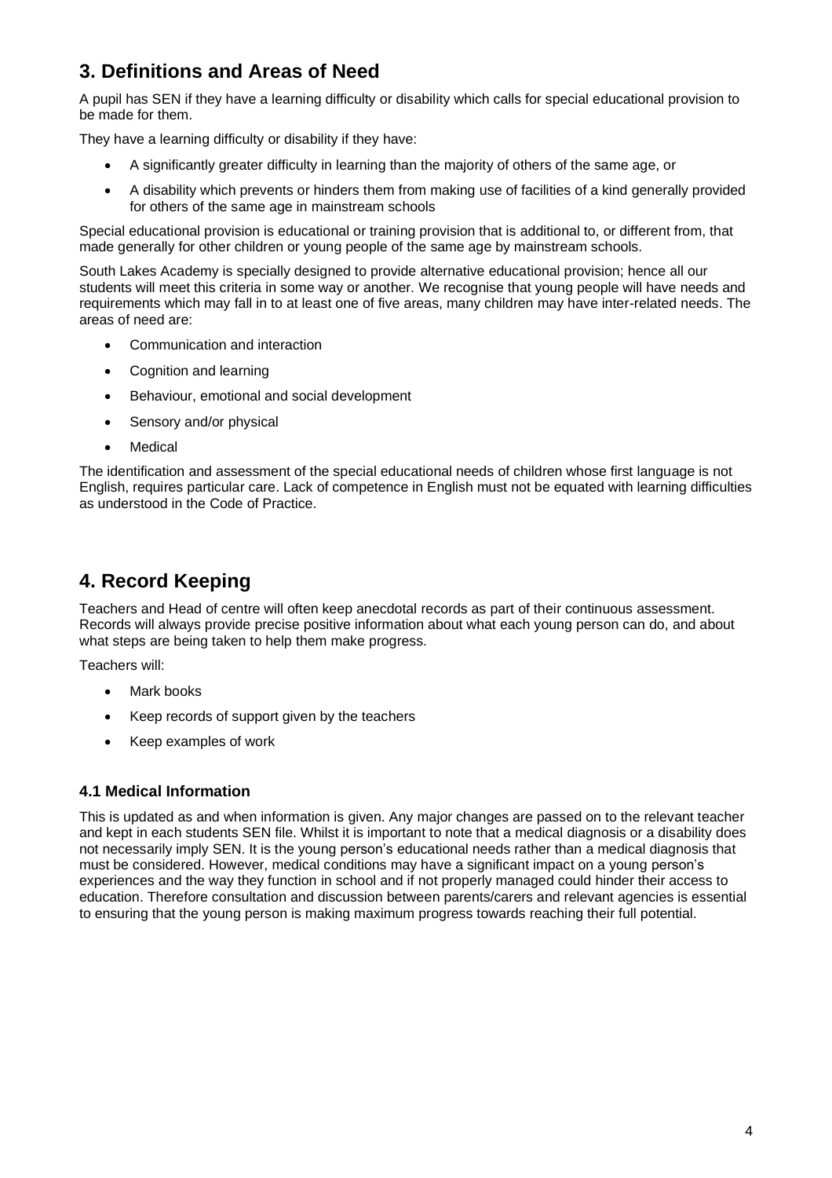## 3. Definitions and Areas of Need

A pupil has SEN if they have a learning difficulty or disability which calls for special educational provision to be made for them.

They have a learning difficulty or disability if they have:

- A significantly greater difficulty in learning than the majority of others of the same age, or
- A disability which prevents or hinders them from making use of facilities of a kind generally provided for others of the same age in mainstream schools

Special educational provision is educational or training provision that is additional to, or different from, that made generally for other children or young people of the same age by mainstream schools.

South Lakes Academy is specially designed to provide alternative educational provision; hence all our students will meet this criteria in some way or another. We recognise that young people will have needs and requirements which may fall in to at least one of five areas, many children may have inter-related needs. The areas of need are:

- Communication and interaction
- Cognition and learning
- Behaviour, emotional and social development
- Sensory and/or physical
- Medical

The identification and assessment of the special educational needs of children whose first language is not English, requires particular care. Lack of competence in English must not be equated with learning difficulties as understood in the Code of Practice.

## 4. Record Keeping

Teachers and Head of centre will often keep anecdotal records as part of their continuous assessment. Records will always provide precise positive information about what each young person can do, and about what steps are being taken to help them make progress.

Teachers will:

- Mark books
- Keep records of support given by the teachers
- Keep examples of work

### 4.1 Medical Information

This is updated as and when information is given. Any major changes are passed on to the relevant teacher and kept in each students SEN file. Whilst it is important to note that a medical diagnosis or a disability does not necessarily imply SEN. It is the young person's educational needs rather than a medical diagnosis that must be considered. However, medical conditions may have a significant impact on a young person's experiences and the way they function in school and if not properly managed could hinder their access to education. Therefore consultation and discussion between parents/carers and relevant agencies is essential to ensuring that the young person is making maximum progress towards reaching their full potential.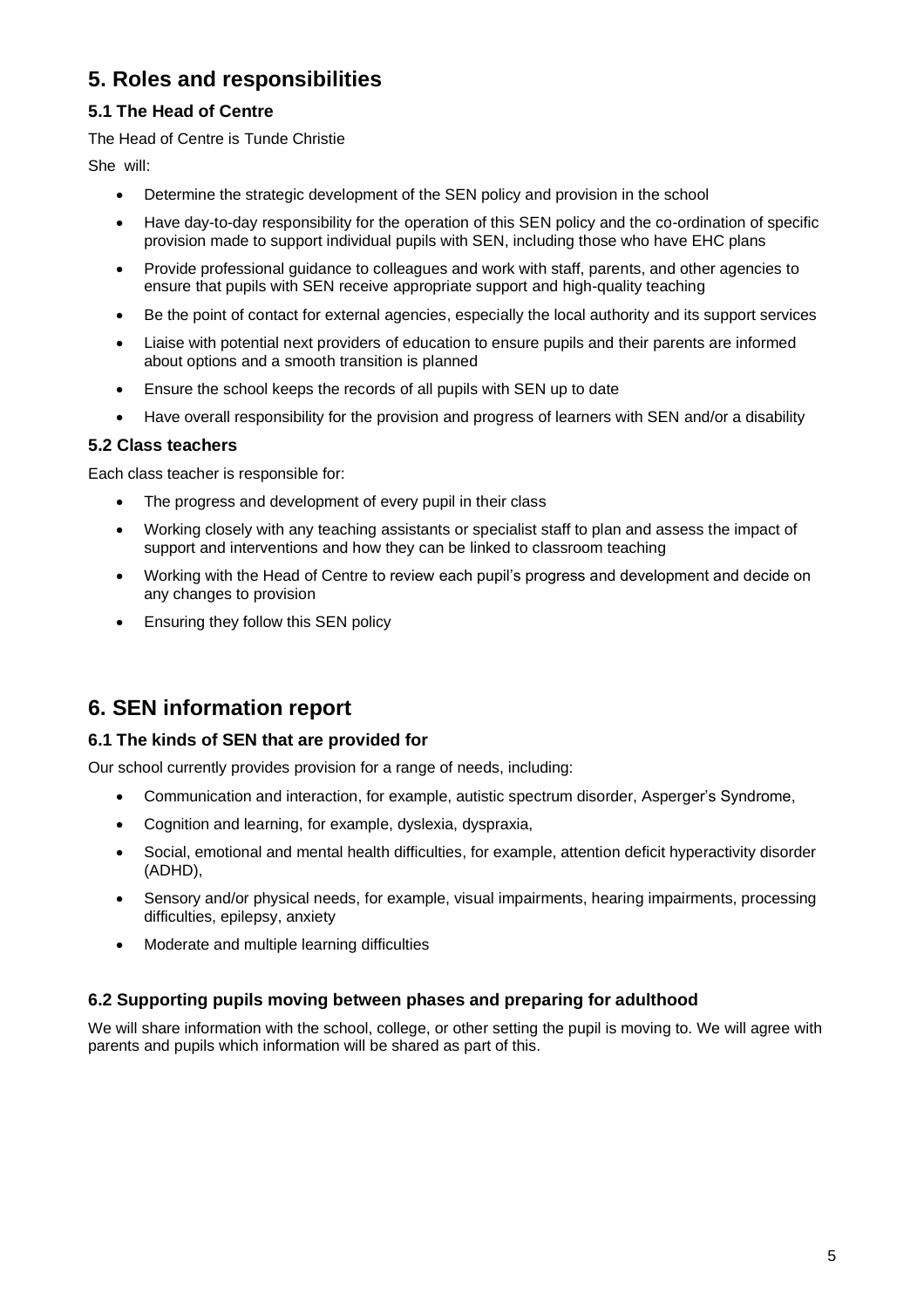# 5. Roles and responsibilities

## 5.1 The Head of Centre

The Head of Centre is Tunde Christie

She will:

- Determine the strategic development of the SEN policy and provision in the school
- Have day-to-day responsibility for the operation of this SEN policy and the co-ordination of specific provision made to support individual pupils with SEN, including those who have EHC plans
- Provide professional guidance to colleagues and work with staff, parents, and other agencies to ensure that pupils with SEN receive appropriate support and high-quality teaching
- Be the point of contact for external agencies, especially the local authority and its support services
- Liaise with potential next providers of education to ensure pupils and their parents are informed about options and a smooth transition is planned
- Ensure the school keeps the records of all pupils with SEN up to date
- Have overall responsibility for the provision and progress of learners with SEN and/or a disability

## 5.2 Class teachers

Each class teacher is responsible for:

- The progress and development of every pupil in their class
- Working closely with any teaching assistants or specialist staff to plan and assess the impact of support and interventions and how they can be linked to classroom teaching
- Working with the Head of Centre to review each pupil's progress and development and decide on any changes to provision
- Ensuring they follow this SEN policy

# 6. SEN information report

## 6.1 The kinds of SEN that are provided for

Our school currently provides provision for a range of needs, including:

- Communication and interaction, for example, autistic spectrum disorder, Asperger's Syndrome,
- Cognition and learning, for example, dyslexia, dyspraxia,
- Social, emotional and mental health difficulties, for example, attention deficit hyperactivity disorder (ADHD),
- Sensory and/or physical needs, for example, visual impairments, hearing impairments, processing difficulties, epilepsy, anxiety
- Moderate and multiple learning difficulties

## 6.2 Supporting pupils moving between phases and preparing for adulthood

We will share information with the school, college, or other setting the pupil is moving to. We will agree with parents and pupils which information will be shared as part of this.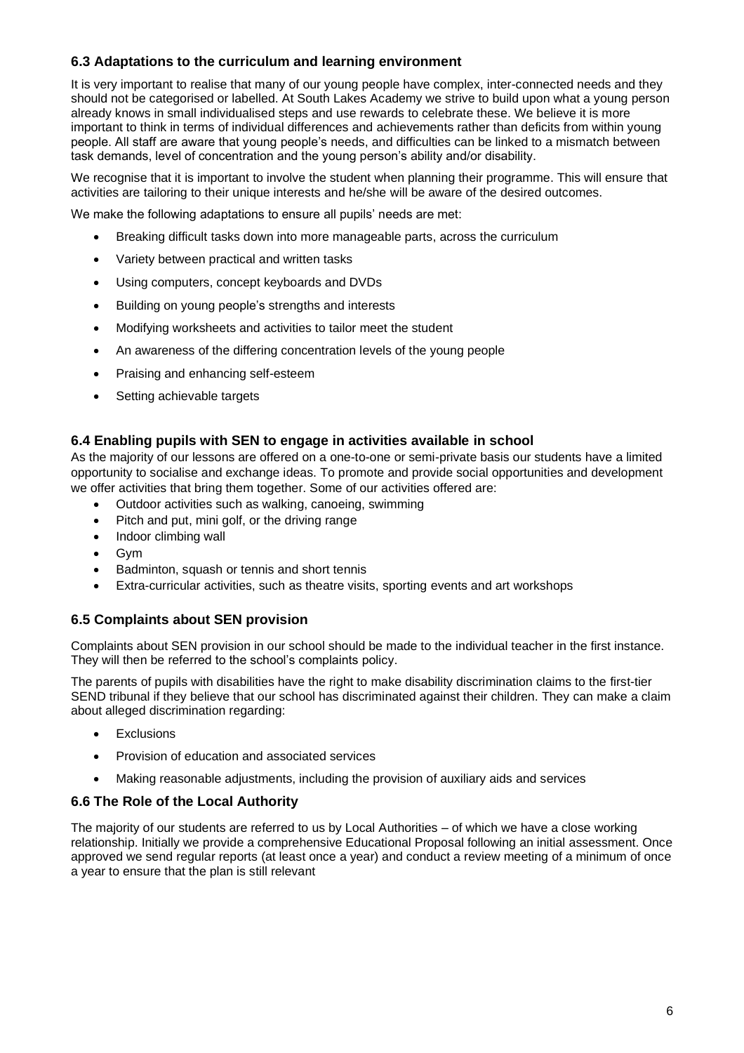### 6.3 Adaptations to the curriculum and learning environment

It is very important to realise that many of our young people have complex, inter-connected needs and they should not be categorised or labelled. At South Lakes Academy we strive to build upon what a young person already knows in small individualised steps and use rewards to celebrate these. We believe it is more important to think in terms of individual differences and achievements rather than deficits from within young people. All staff are aware that young people's needs, and difficulties can be linked to a mismatch between task demands, level of concentration and the young person's ability and/or disability.

We recognise that it is important to involve the student when planning their programme. This will ensure that activities are tailoring to their unique interests and he/she will be aware of the desired outcomes.

We make the following adaptations to ensure all pupils' needs are met:

- Breaking difficult tasks down into more manageable parts, across the curriculum
- Variety between practical and written tasks
- Using computers, concept keyboards and DVDs
- Building on young people's strengths and interests
- Modifying worksheets and activities to tailor meet the student
- An awareness of the differing concentration levels of the young people
- Praising and enhancing self-esteem
- Setting achievable targets

### 6.4 Enabling pupils with SEN to engage in activities available in school

As the majority of our lessons are offered on a one-to-one or semi-private basis our students have a limited opportunity to socialise and exchange ideas. To promote and provide social opportunities and development we offer activities that bring them together. Some of our activities offered are:

- Outdoor activities such as walking, canoeing, swimming
- Pitch and put, mini golf, or the driving range
- Indoor climbing wall
- Gym
- Badminton, squash or tennis and short tennis
- Extra-curricular activities, such as theatre visits, sporting events and art workshops

### 6.5 Complaints about SEN provision

Complaints about SEN provision in our school should be made to the individual teacher in the first instance. They will then be referred to the school's complaints policy.

The parents of pupils with disabilities have the right to make disability discrimination claims to the first-tier SEND tribunal if they believe that our school has discriminated against their children. They can make a claim about alleged discrimination regarding:

- Exclusions
- Provision of education and associated services
- Making reasonable adjustments, including the provision of auxiliary aids and services

### 6.6 The Role of the Local Authority

The majority of our students are referred to us by Local Authorities – of which we have a close working relationship. Initially we provide a comprehensive Educational Proposal following an initial assessment. Once approved we send regular reports (at least once a year) and conduct a review meeting of a minimum of once a year to ensure that the plan is still relevant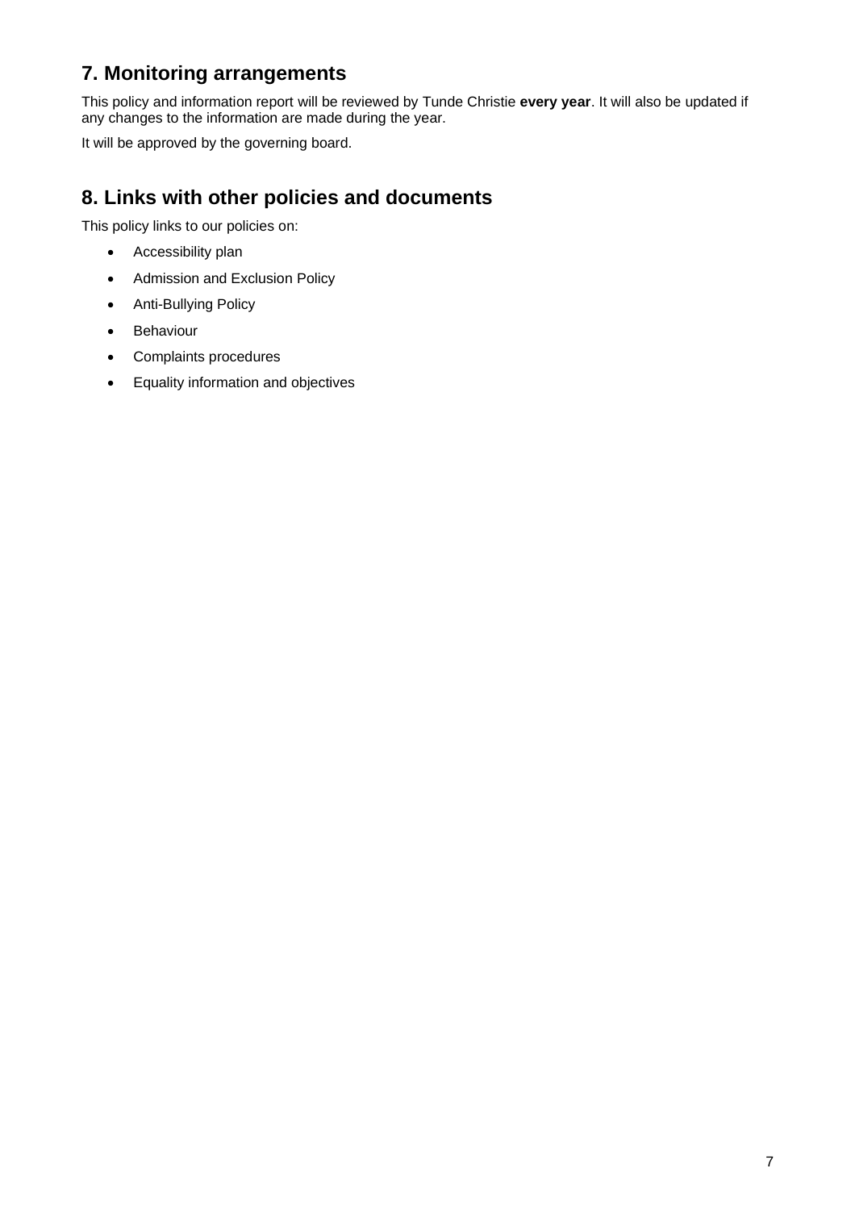## 7. Monitoring arrangements

This policy and information report will be reviewed by Tunde Christie **every year**. It will also be updated if any changes to the information are made during the year.

It will be approved by the governing board.

## 8. Links with other policies and documents

This policy links to our policies on:

- Accessibility plan
- Admission and Exclusion Policy
- Anti-Bullying Policy
- Behaviour
- Complaints procedures
- Equality information and objectives